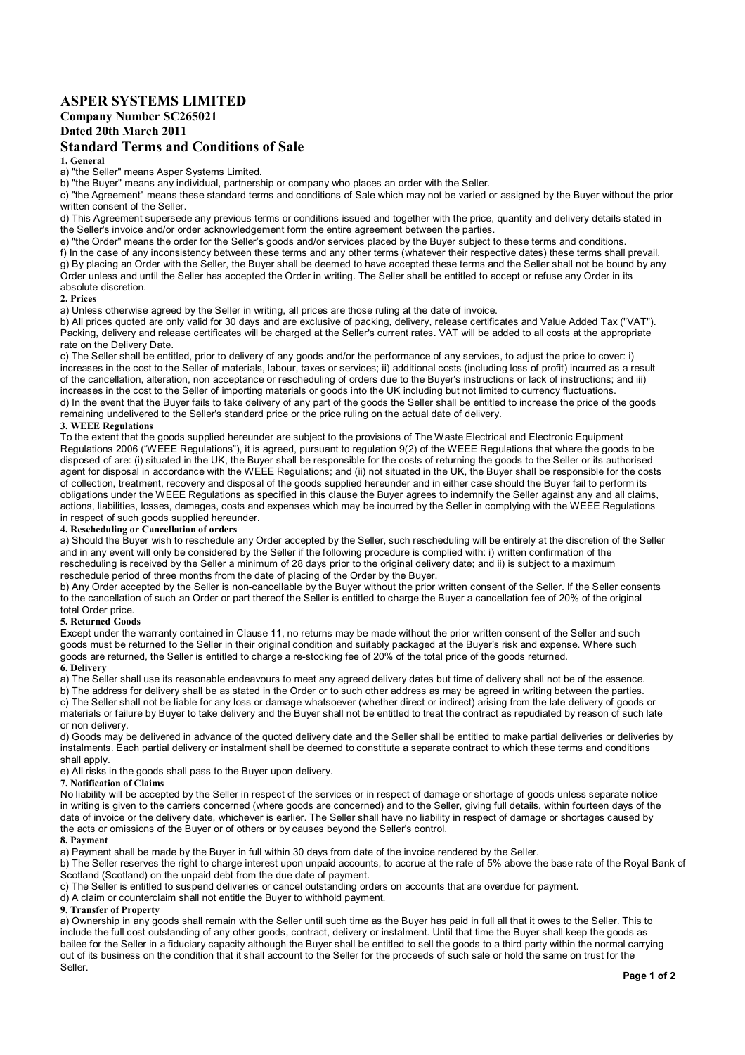# ASPER SYSTEMS LIMITED

**Company Number SC265021**

**Dated 20th March 2011**

## Standard Terms and Conditions of Sale

**1. General**

a) "the Seller" means Asper Systems Limited.

b) "the Buyer" means any individual, partnership or company who places an order with the Seller.

c) "the Agreement" means these standard terms and conditions of Sale which may not be varied or assigned by the Buyer without the prior written consent of the Seller.

d) This Agreement supersede any previous terms or conditions issued and together with the price, quantity and delivery details stated in the Seller's invoice and/or order acknowledgement form the entire agreement between the parties.

e) "the Order" means the order for the Seller's goods and/or services placed by the Buyer subject to these terms and conditions.

f) In the case of any inconsistency between these terms and any other terms (whatever their respective dates) these terms shall prevail.

g) By placing an Order with the Seller, the Buyer shall be deemed to have accepted these terms and the Seller shall not be bound by any Order unless and until the Seller has accepted the Order in writing. The Seller shall be entitled to accept or refuse any Order in its absolute discretion.

**2. Prices**

a) Unless otherwise agreed by the Seller in writing, all prices are those ruling at the date of invoice.

b) All prices quoted are only valid for 30 days and are exclusive of packing, delivery, release certificates and Value Added Tax ("VAT"). Packing, delivery and release certificates will be charged at the Seller's current rates. VAT will be added to all costs at the appropriate rate on the Delivery Date.

c) The Seller shall be entitled, prior to delivery of any goods and/or the performance of any services, to adjust the price to cover: i) increases in the cost to the Seller of materials, labour, taxes or services; ii) additional costs (including loss of profit) incurred as a result of the cancellation, alteration, non acceptance or rescheduling of orders due to the Buyer's instructions or lack of instructions; and iii) increases in the cost to the Seller of importing materials or goods into the UK including but not limited to currency fluctuations.

d) In the event that the Buyer fails to take delivery of any part of the goods the Seller shall be entitled to increase the price of the goods remaining undelivered to the Seller's standard price or the price ruling on the actual date of delivery.

**3. WEEE Regulations**

To the extent that the goods supplied hereunder are subject to the provisions of The Waste Electrical and Electronic Equipment Regulations 2006 ("WEEE Regulations"), it is agreed, pursuant to regulation 9(2) of the WEEE Regulations that where the goods to be disposed of are: (i) situated in the UK, the Buyer shall be responsible for the costs of returning the goods to the Seller or its authorised agent for disposal in accordance with the WEEE Regulations; and (ii) not situated in the UK, the Buyer shall be responsible for the costs of collection, treatment, recovery and disposal of the goods supplied hereunder and in either case should the Buyer fail to perform its obligations under the WEEE Regulations as specified in this clause the Buyer agrees to indemnify the Seller against any and all claims, actions, liabilities, losses, damages, costs and expenses which may be incurred by the Seller in complying with the WEEE Regulations in respect of such goods supplied hereunder.

**4. Rescheduling or Cancellation of orders**

a) Should the Buyer wish to reschedule any Order accepted by the Seller, such rescheduling will be entirely at the discretion of the Seller and in any event will only be considered by the Seller if the following procedure is complied with: i) written confirmation of the rescheduling is received by the Seller a minimum of 28 days prior to the original delivery date; and ii) is subject to a maximum reschedule period of three months from the date of placing of the Order by the Buyer.

b) Any Order accepted by the Seller is non-cancellable by the Buyer without the prior written consent of the Seller. If the Seller consents to the cancellation of such an Order or part thereof the Seller is entitled to charge the Buyer a cancellation fee of 20% of the original total Order price.

**5. Returned Goods**

Except under the warranty contained in Clause 11, no returns may be made without the prior written consent of the Seller and such goods must be returned to the Seller in their original condition and suitably packaged at the Buyer's risk and expense. Where such goods are returned, the Seller is entitled to charge a re-stocking fee of 20% of the total price of the goods returned.

**6. Delivery**

a) The Seller shall use its reasonable endeavours to meet any agreed delivery dates but time of delivery shall not be of the essence.

b) The address for delivery shall be as stated in the Order or to such other address as may be agreed in writing between the parties.

c) The Seller shall not be liable for any loss or damage whatsoever (whether direct or indirect) arising from the late delivery of goods or materials or failure by Buyer to take delivery and the Buyer shall not be entitled to treat the contract as repudiated by reason of such late or non delivery.

d) Goods may be delivered in advance of the quoted delivery date and the Seller shall be entitled to make partial deliveries or deliveries by instalments. Each partial delivery or instalment shall be deemed to constitute a separate contract to which these terms and conditions shall apply.

e) All risks in the goods shall pass to the Buyer upon delivery.

**7. Notification of Claims**

No liability will be accepted by the Seller in respect of the services or in respect of damage or shortage of goods unless separate notice in writing is given to the carriers concerned (where goods are concerned) and to the Seller, giving full details, within fourteen days of the date of invoice or the delivery date, whichever is earlier. The Seller shall have no liability in respect of damage or shortages caused by the acts or omissions of the Buyer or of others or by causes beyond the Seller's control.

**8. Payment**

a) Payment shall be made by the Buyer in full within 30 days from date of the invoice rendered by the Seller.

b) The Seller reserves the right to charge interest upon unpaid accounts, to accrue at the rate of 5% above the base rate of the Royal Bank of Scotland (Scotland) on the unpaid debt from the due date of payment.

c) The Seller is entitled to suspend deliveries or cancel outstanding orders on accounts that are overdue for payment.

d) A claim or counterclaim shall not entitle the Buyer to withhold payment.

**9. Transfer of Property**

a) Ownership in any goods shall remain with the Seller until such time as the Buyer has paid in full all that it owes to the Seller. This to include the full cost outstanding of any other goods, contract, delivery or instalment. Until that time the Buyer shall keep the goods as bailee for the Seller in a fiduciary capacity although the Buyer shall be entitled to sell the goods to a third party within the normal carrying out of its business on the condition that it shall account to the Seller for the proceeds of such sale or hold the same on trust for the Seller.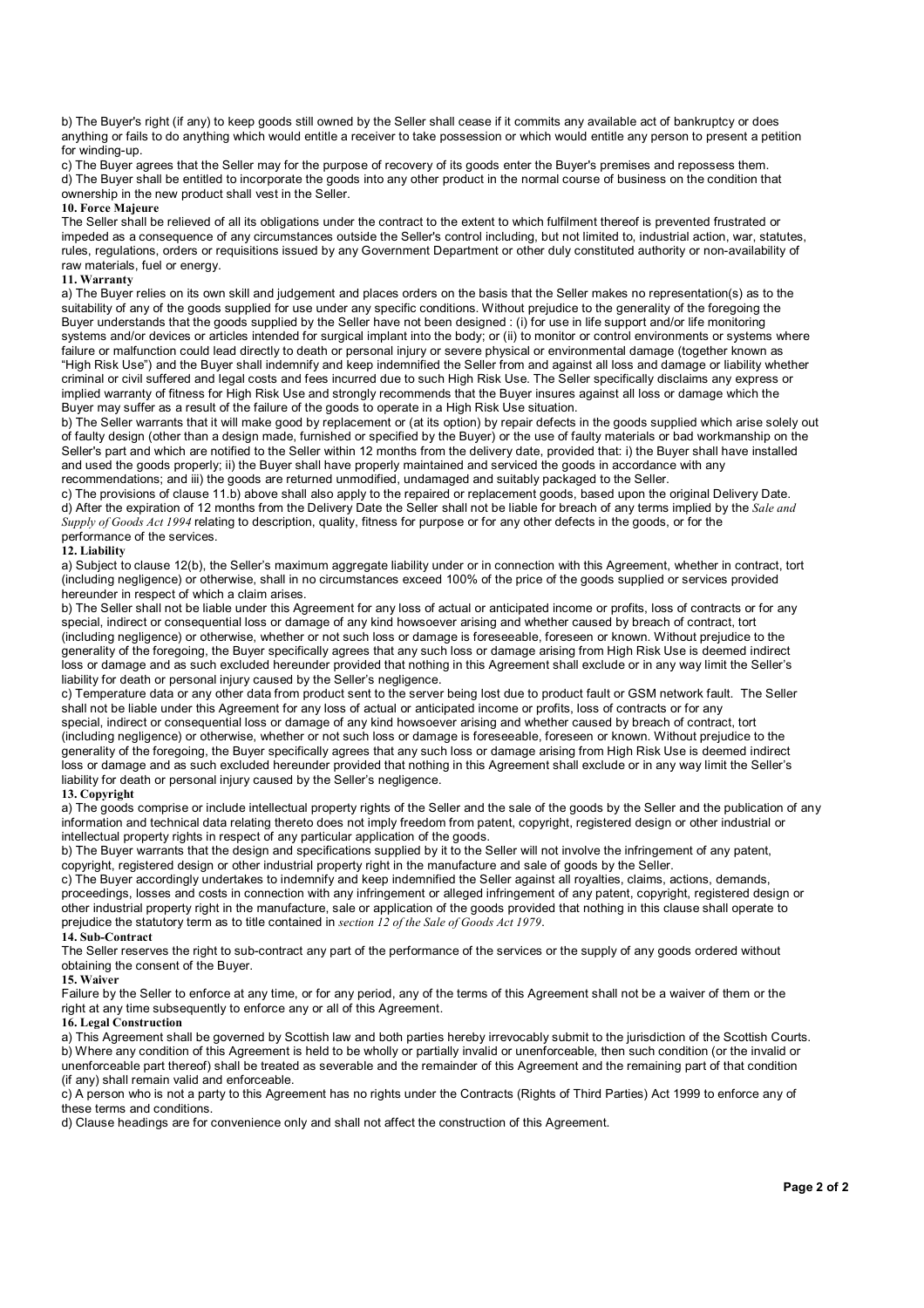b) The Buyer's right (if any) to keep goods still owned by the Seller shall cease if it commits any available act of bankruptcy or does anything or fails to do anything which would entitle a receiver to take possession or which would entitle any person to present a petition for winding-up.

c) The Buyer agrees that the Seller may for the purpose of recovery of its goods enter the Buyer's premises and repossess them.

d) The Buyer shall be entitled to incorporate the goods into any other product in the normal course of business on the condition that ownership in the new product shall vest in the Seller.

**10. Force Majeure**

The Seller shall be relieved of all its obligations under the contract to the extent to which fulfilment thereof is prevented frustrated or impeded as a consequence of any circumstances outside the Seller's control including, but not limited to, industrial action, war, statutes, rules, regulations, orders or requisitions issued by any Government Department or other duly constituted authority or non-availability of raw materials, fuel or energy.

**11. Warranty**

a) The Buyer relies on its own skill and judgement and places orders on the basis that the Seller makes no representation(s) as to the suitability of any of the goods supplied for use under any specific conditions. Without prejudice to the generality of the foregoing the Buyer understands that the goods supplied by the Seller have not been designed : (i) for use in life support and/or life monitoring systems and/or devices or articles intended for surgical implant into the body; or (ii) to monitor or control environments or systems where failure or malfunction could lead directly to death or personal injury or severe physical or environmental damage (together known as "High Risk Use") and the Buyer shall indemnify and keep indemnified the Seller from and against all loss and damage or liability whether criminal or civil suffered and legal costs and fees incurred due to such High Risk Use. The Seller specifically disclaims any express or implied warranty of fitness for High Risk Use and strongly recommends that the Buyer insures against all loss or damage which the Buyer may suffer as a result of the failure of the goods to operate in a High Risk Use situation.

b) The Seller warrants that it will make good by replacement or (at its option) by repair defects in the goods supplied which arise solely out of faulty design (other than a design made, furnished or specified by the Buyer) or the use of faulty materials or bad workmanship on the Seller's part and which are notified to the Seller within 12 months from the delivery date, provided that: i) the Buyer shall have installed and used the goods properly; ii) the Buyer shall have properly maintained and serviced the goods in accordance with any recommendations; and iii) the goods are returned unmodified, undamaged and suitably packaged to the Seller.

c) The provisions of clause 11.b) above shall also apply to the repaired or replacement goods, based upon the original Delivery Date.

d) After the expiration of 12 months from the Delivery Date the Seller shall not be liable for breach of any terms implied by the *Sale and Supply of Goods Act 1994* relating to description, quality, fitness for purpose or for any other defects in the goods, or for the performance of the services.

**12. Liability**

a) Subject to clause 12(b), the Seller's maximum aggregate liability under or in connection with this Agreement, whether in contract, tort (including negligence) or otherwise, shall in no circumstances exceed 100% of the price of the goods supplied or services provided hereunder in respect of which a claim arises.

b) The Seller shall not be liable under this Agreement for any loss of actual or anticipated income or profits, loss of contracts or for any special, indirect or consequential loss or damage of any kind howsoever arising and whether caused by breach of contract, tort (including negligence) or otherwise, whether or not such loss or damage is foreseeable, foreseen or known. Without prejudice to the generality of the foregoing, the Buyer specifically agrees that any such loss or damage arising from High Risk Use is deemed indirect loss or damage and as such excluded hereunder provided that nothing in this Agreement shall exclude or in any way limit the Seller's liability for death or personal injury caused by the Seller's negligence.

c) Temperature data or any other data from product sent to the server being lost due to product fault or GSM network fault. The Seller shall not be liable under this Agreement for any loss of actual or anticipated income or profits, loss of contracts or for any special, indirect or consequential loss or damage of any kind howsoever arising and whether caused by breach of contract, tort (including negligence) or otherwise, whether or not such loss or damage is foreseeable, foreseen or known. Without prejudice to the generality of the foregoing, the Buyer specifically agrees that any such loss or damage arising from High Risk Use is deemed indirect loss or damage and as such excluded hereunder provided that nothing in this Agreement shall exclude or in any way limit the Seller's liability for death or personal injury caused by the Seller's negligence.

**13. Copyright**

a) The goods comprise or include intellectual property rights of the Seller and the sale of the goods by the Seller and the publication of any information and technical data relating thereto does not imply freedom from patent, copyright, registered design or other industrial or intellectual property rights in respect of any particular application of the goods.

b) The Buyer warrants that the design and specifications supplied by it to the Seller will not involve the infringement of any patent, copyright, registered design or other industrial property right in the manufacture and sale of goods by the Seller.

c) The Buyer accordingly undertakes to indemnify and keep indemnified the Seller against all royalties, claims, actions, demands, proceedings, losses and costs in connection with any infringement or alleged infringement of any patent, copyright, registered design or other industrial property right in the manufacture, sale or application of the goods provided that nothing in this clause shall operate to prejudice the statutory term as to title contained in *section 12 of the Sale of Goods Act 1979*.

**14. Sub-Contract**

The Seller reserves the right to sub-contract any part of the performance of the services or the supply of any goods ordered without obtaining the consent of the Buyer.

**15. Waiver**

Failure by the Seller to enforce at any time, or for any period, any of the terms of this Agreement shall not be a waiver of them or the right at any time subsequently to enforce any or all of this Agreement.

**16. Legal Construction**

a) This Agreement shall be governed by Scottish law and both parties hereby irrevocably submit to the jurisdiction of the Scottish Courts.

b) Where any condition of this Agreement is held to be wholly or partially invalid or unenforceable, then such condition (or the invalid or unenforceable part thereof) shall be treated as severable and the remainder of this Agreement and the remaining part of that condition (if any) shall remain valid and enforceable.

c) A person who is not a party to this Agreement has no rights under the Contracts (Rights of Third Parties) Act 1999 to enforce any of these terms and conditions.

d) Clause headings are for convenience only and shall not affect the construction of this Agreement.